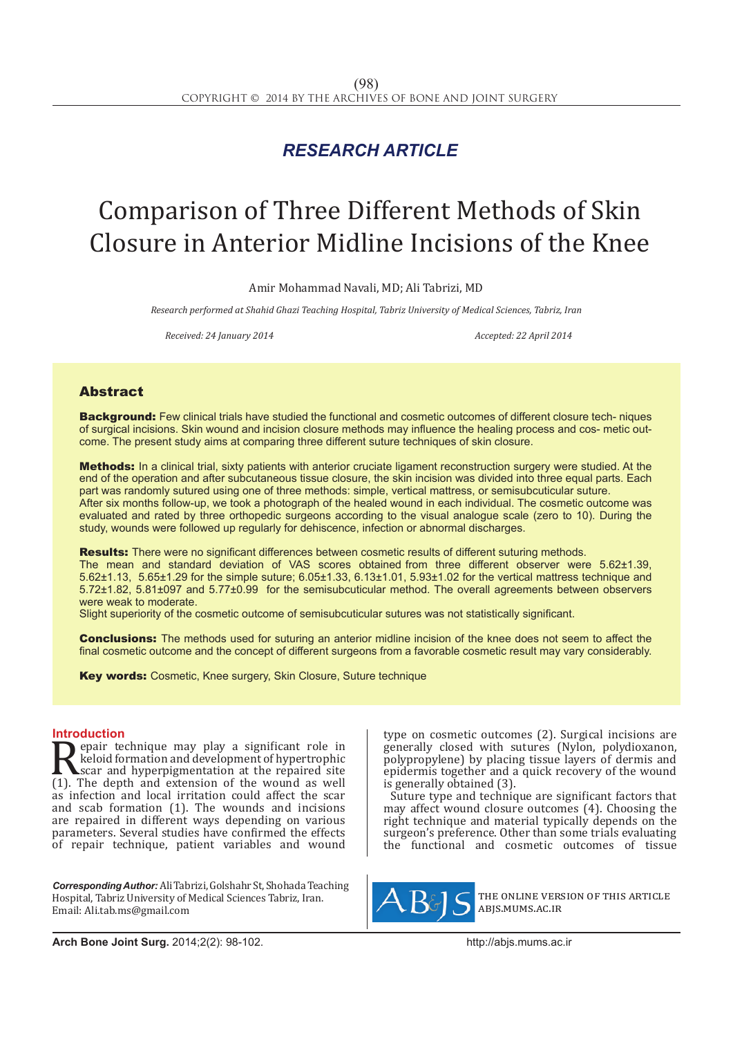*RESEARCH ARTICLE*

# Comparison of Three Different Methods of Skin Closure in Anterior Midline Incisions of the Knee

Amir Mohammad Navali, MD; Ali Tabrizi, MD

*Research performed at Shahid Ghazi Teaching Hospital, Tabriz University of Medical Sciences, Tabriz, Iran*

*Received: 24 January 2014* *Accepted: 22 April 2014*

## Abstract

**Background:** Few clinical trials have studied the functional and cosmetic outcomes of different closure tech- niques of surgical incisions. Skin wound and incision closure methods may influence the healing process and cos- metic out- come. The present study aims at comparing three different suture techniques of skin closure.

**Methods:** In a clinical trial, sixty patients with anterior cruciate ligament reconstruction surgery were studied. At the end of the operation and after subcutaneous tissue closure, the skin incision was divided into three equal parts. Each part was randomly sutured using one of three methods: simple, vertical mattress, or semisubcuticular suture. After six months follow-up, we took a photograph of the healed wound in each individual. The cosmetic outcome was evaluated and rated by three orthopedic surgeons according to the visual analogue scale (zero to 10). During the study, wounds were followed up regularly for dehiscence, infection or abnormal discharges.

**Results:** There were no significant differences between cosmetic results of different suturing methods. The mean and standard deviation of VAS scores obtained from three different observer were 5.62±1.39, 5.62±1.13, 5.65±1.29 for the simple suture; 6.05±1.33, 6.13±1.01, 5.93±1.02 for the vertical mattress technique and 5.72±1.82, 5.81±097 and 5.77±0.99 for the semisubcuticular method. The overall agreements between observers were weak to moderate.
Slight superiority of the cosmetic outcome of semisubcuticular sutures was not statistically significant.

**Conclusions:** The methods used for suturing an anterior midline incision of the knee does not seem to affect the final cosmetic outcome and the concept of different surgeons from a favorable cosmetic result may vary considerably.

**Key words:** Cosmetic, Knee surgery, Skin Closure, Suture technique

## Introduction

Repair technique may play a significant role in keloid formation and development of hypertrophic scar and hyperpigmentation at the repaired site (1). The depth and extension of the wound as well as infection and local irritation could affect the scar and scab formation (1). The wounds and incisions are repaired in different ways depending on various parameters. Several studies have confirmed the effects of repair technique, patient variables and wound type on cosmetic outcomes (2). Surgical incisions are generally closed with sutures (Nylon, polydioxanon, polypropylene) by placing tissue layers of dermis and epidermis together and a quick recovery of the wound is generally obtained (3).

Suture type and technique are significant factors that may affect wound closure outcomes (4). Choosing the right technique and material typically depends on the surgeon's preference. Other than some trials evaluating the functional and cosmetic outcomes of tissue

***Corresponding Author:*** Ali Tabrizi, Golshahr St, Shohada Teaching Hospital, Tabriz University of Medical Sciences Tabriz, Iran.
Email: Ali.tab.ms@gmail.com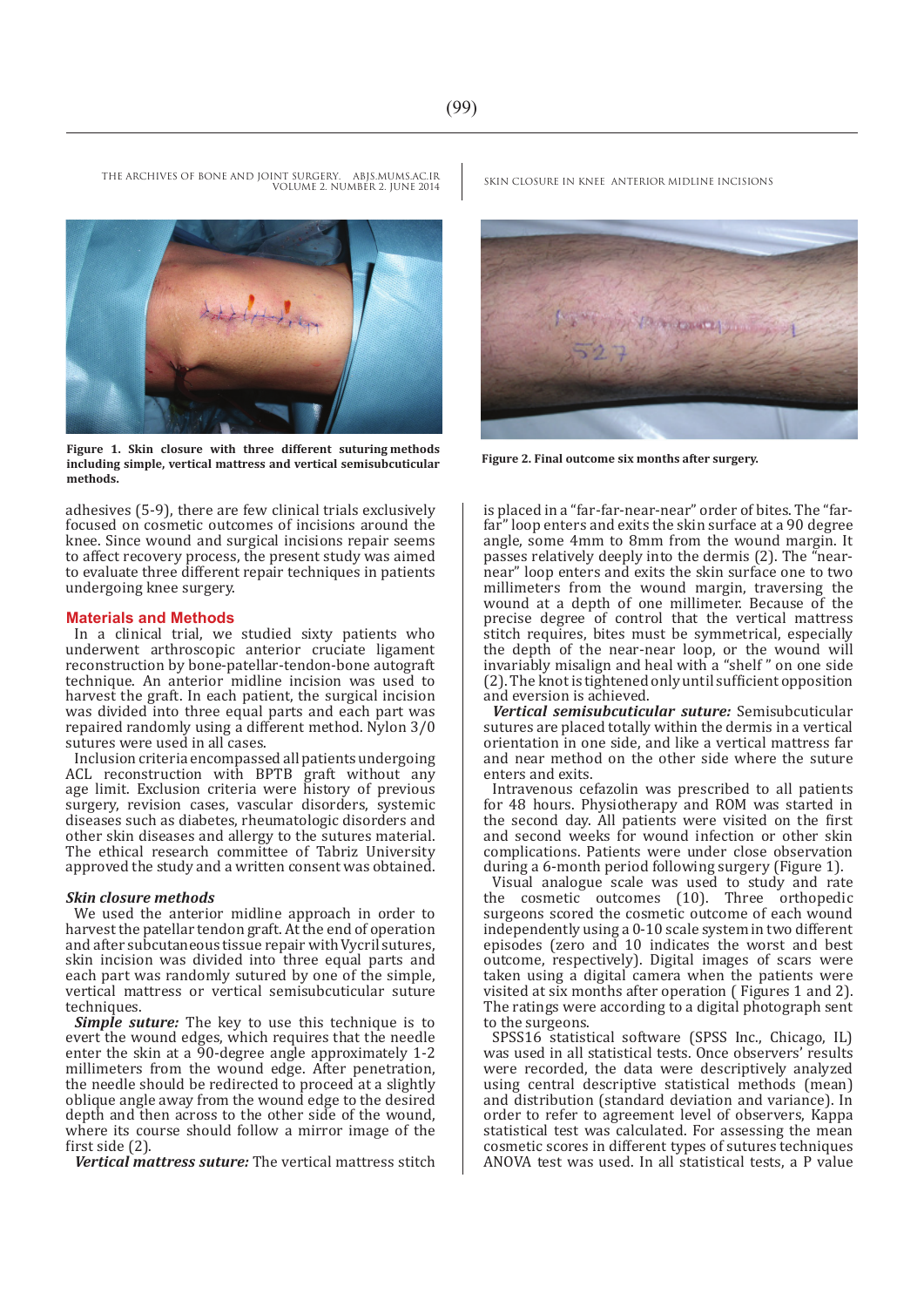Figure 1. Skin closure with three different suturing methods including simple, vertical mattress and vertical semisubcuticular methods.

Figure 2. Final outcome six months after surgery.

adhesives (5-9), there are few clinical trials exclusively focused on cosmetic outcomes of incisions around the knee. Since wound and surgical incisions repair seems to affect recovery process, the present study was aimed to evaluate three different repair techniques in patients undergoing knee surgery.

## Materials and Methods

In a clinical trial, we studied sixty patients who underwent arthroscopic anterior cruciate ligament reconstruction by bone-patellar-tendon-bone autograft technique. An anterior midline incision was used to harvest the graft. In each patient, the surgical incision was divided into three equal parts and each part was repaired randomly using a different method. Nylon 3/0 sutures were used in all cases.

Inclusion criteria encompassed all patients undergoing ACL reconstruction with BPTB graft without any age limit. Exclusion criteria were history of previous surgery, revision cases, vascular disorders, systemic diseases such as diabetes, rheumatologic disorders and other skin diseases and allergy to the sutures material. The ethical research committee of Tabriz University approved the study and a written consent was obtained.

### *Skin closure methods*

We used the anterior midline approach in order to harvest the patellar tendon graft. At the end of operation and after subcutaneous tissue repair with Vycril sutures, skin incision was divided into three equal parts and each part was randomly sutured by one of the simple, vertical mattress or vertical semisubcuticular suture techniques.

***Simple suture:*** The key to use this technique is to evert the wound edges, which requires that the needle enter the skin at a 90-degree angle approximately 1-2 millimeters from the wound edge. After penetration, the needle should be redirected to proceed at a slightly oblique angle away from the wound edge to the desired depth and then across to the other side of the wound, where its course should follow a mirror image of the first side (2).

***Vertical mattress suture:*** The vertical mattress stitch is placed in a "far-far-near-near" order of bites. The "far-far" loop enters and exits the skin surface at a 90 degree angle, some 4mm to 8mm from the wound margin. It passes relatively deeply into the dermis (2). The "near-near" loop enters and exits the skin surface one to two millimeters from the wound margin, traversing the wound at a depth of one millimeter. Because of the precise degree of control that the vertical mattress stitch requires, bites must be symmetrical, especially the depth of the near-near loop, or the wound will invariably misalign and heal with a "shelf" on one side (2). The knot is tightened only until sufficient opposition and eversion is achieved.

***Vertical semisubcuticular suture:*** Semisubcuticular sutures are placed totally within the dermis in a vertical orientation in one side, and like a vertical mattress far and near method on the other side where the suture enters and exits.

Intravenous cefazolin was prescribed to all patients for 48 hours. Physiotherapy and ROM was started in the second day. All patients were visited on the first and second weeks for wound infection or other skin complications. Patients were under close observation during a 6-month period following surgery (Figure 1).

Visual analogue scale was used to study and rate the cosmetic outcomes (10). Three orthopedic surgeons scored the cosmetic outcome of each wound independently using a 0-10 scale system in two different episodes (zero and 10 indicates the worst and best outcome, respectively). Digital images of scars were taken using a digital camera when the patients were visited at six months after operation ( Figures 1 and 2). The ratings were according to a digital photograph sent to the surgeons.

SPSS16 statistical software (SPSS Inc., Chicago, IL) was used in all statistical tests. Once observers' results were recorded, the data were descriptively analyzed using central descriptive statistical methods (mean) and distribution (standard deviation and variance). In order to refer to agreement level of observers, Kappa statistical test was calculated. For assessing the mean cosmetic scores in different types of sutures techniques ANOVA test was used. In all statistical tests, a P value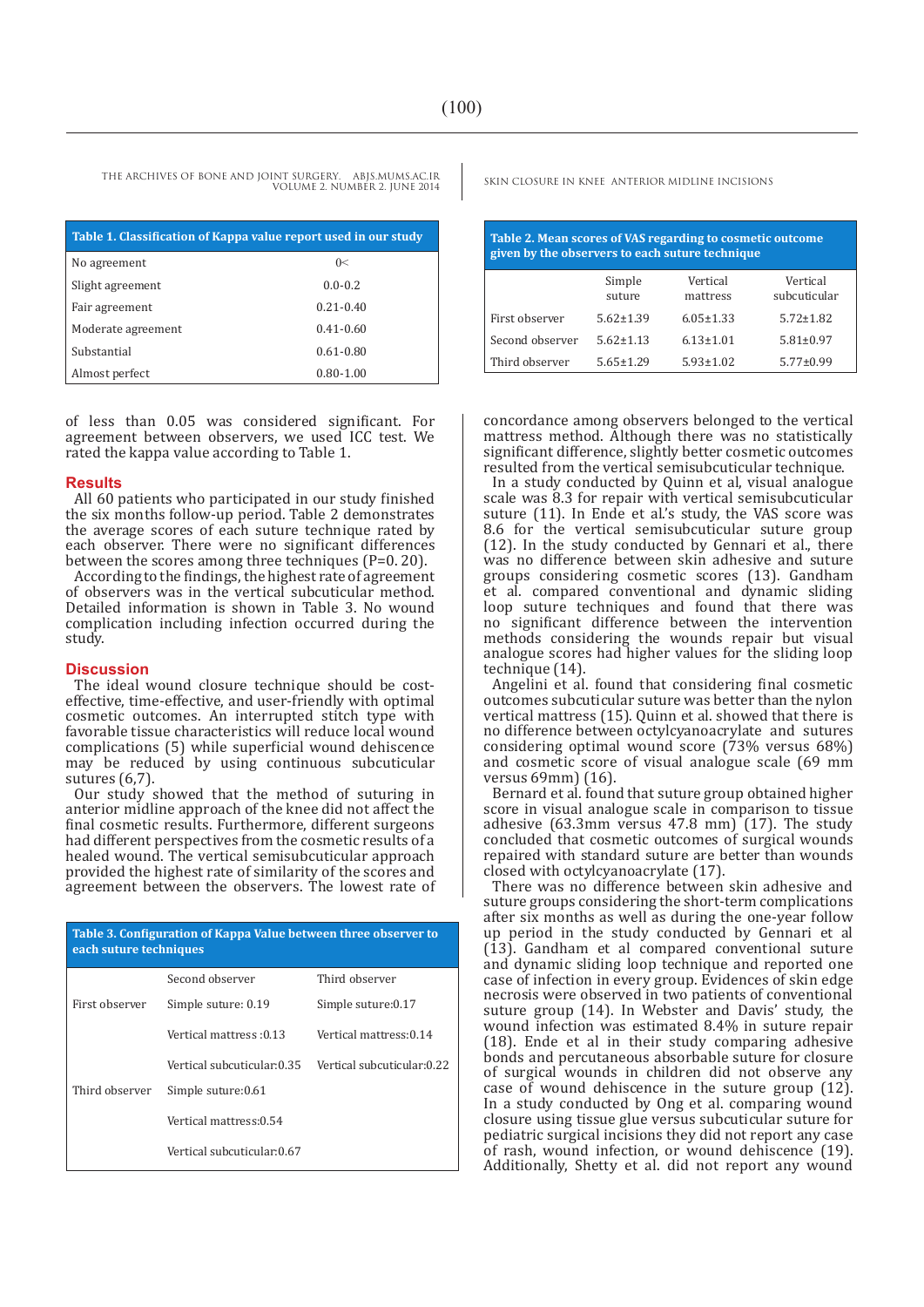**Table 1. Classification of Kappa value report used in our study**

| | |
|---|---|
| No agreement | 0< |
| Slight agreement | 0.0-0.2 |
| Fair agreement | 0.21-0.40 |
| Moderate agreement | 0.41-0.60 |
| Substantial | 0.61-0.80 |
| Almost perfect | 0.80-1.00 |

of less than 0.05 was considered significant. For agreement between observers, we used ICC test. We rated the kappa value according to Table 1.

## Results

All 60 patients who participated in our study finished the six months follow-up period. Table 2 demonstrates the average scores of each suture technique rated by each observer. There were no significant differences between the scores among three techniques (P=0. 20).

According to the findings, the highest rate of agreement of observers was in the vertical subcuticular method. Detailed information is shown in Table 3. No wound complication including infection occurred during the study.

## Discussion

The ideal wound closure technique should be cost-effective, time-effective, and user-friendly with optimal cosmetic outcomes. An interrupted stitch type with favorable tissue characteristics will reduce local wound complications (5) while superficial wound dehiscence may be reduced by using continuous subcuticular sutures (6,7).

Our study showed that the method of suturing in anterior midline approach of the knee did not affect the final cosmetic results. Furthermore, different surgeons had different perspectives from the cosmetic results of a healed wound. The vertical semisubcuticular approach provided the highest rate of similarity of the scores and agreement between the observers. The lowest rate of concordance among observers belonged to the vertical mattress method. Although there was no statistically significant difference, slightly better cosmetic outcomes resulted from the vertical semisubcuticular technique.

In a study conducted by Quinn et al, visual analogue scale was 8.3 for repair with vertical semisubcuticular suture (11). In Ende et al.'s study, the VAS score was 8.6 for the vertical semisubcuticular suture group (12). In the study conducted by Gennari et al., there was no difference between skin adhesive and suture groups considering cosmetic scores (13). Gandham et al. compared conventional and dynamic sliding loop suture techniques and found that there was no significant difference between the intervention methods considering the wounds repair but visual analogue scores had higher values for the sliding loop technique (14).

Angelini et al. found that considering final cosmetic outcomes subcuticular suture was better than the nylon vertical mattress (15). Quinn et al. showed that there is no difference between octylcyanoacrylate and sutures considering optimal wound score (73% versus 68%) and cosmetic score of visual analogue scale (69 mm versus 69mm) (16).

Bernard et al. found that suture group obtained higher score in visual analogue scale in comparison to tissue adhesive (63.3mm versus 47.8 mm) (17). The study concluded that cosmetic outcomes of surgical wounds repaired with standard suture are better than wounds closed with octylcyanoacrylate (17).

There was no difference between skin adhesive and suture groups considering the short-term complications after six months as well as during the one-year follow up period in the study conducted by Gennari et al (13). Gandham et al compared conventional suture and dynamic sliding loop technique and reported one case of infection in every group. Evidences of skin edge necrosis were observed in two patients of conventional suture group (14). In Webster and Davis' study, the wound infection was estimated 8.4% in suture repair (18). Ende et al in their study comparing adhesive bonds and percutaneous absorbable suture for closure of surgical wounds in children did not observe any case of wound dehiscence in the suture group (12). In a study conducted by Ong et al. comparing wound closure using tissue glue versus subcuticular suture for pediatric surgical incisions they did not report any case of rash, wound infection, or wound dehiscence (19). Additionally, Shetty et al. did not report any wound

**Table 2. Mean scores of VAS regarding to cosmetic outcome given by the observers to each suture technique**

| | Simple suture | Vertical mattress | Vertical subcuticular |
|---|---|---|---|
| First observer | 5.62±1.39 | 6.05±1.33 | 5.72±1.82 |
| Second observer | 5.62±1.13 | 6.13±1.01 | 5.81±0.97 |
| Third observer | 5.65±1.29 | 5.93±1.02 | 5.77±0.99 |

**Table 3. Configuration of Kappa Value between three observer to each suture techniques**

| | Second observer | Third observer |
|---|---|---|
| First observer | Simple suture: 0.19 | Simple suture:0.17 |
| | Vertical mattress :0.13 | Vertical mattress:0.14 |
| | Vertical subcuticular:0.35 | Vertical subcuticular:0.22 |
| Third observer | Simple suture:0.61 | |
| | Vertical mattress:0.54 | |
| | Vertical subcuticular:0.67 | |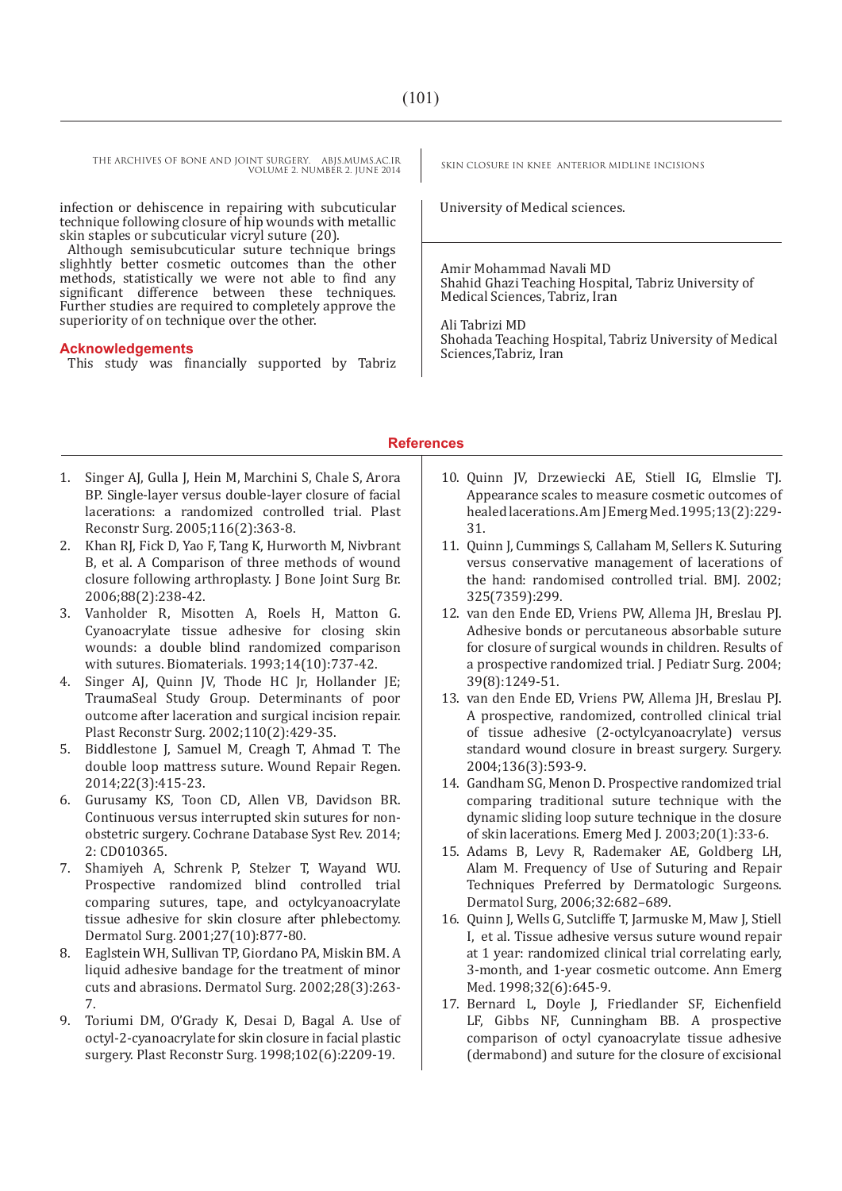infection or dehiscence in repairing with subcuticular technique following closure of hip wounds with metallic skin staples or subcuticular vicryl suture (20).

Although semisubcuticular suture technique brings slighhtly better cosmetic outcomes than the other methods, statistically we were not able to find any significant difference between these techniques. Further studies are required to completely approve the superiority of on technique over the other.

## Acknowledgements

This study was financially supported by Tabriz University of Medical sciences.

Amir Mohammad Navali MD
Shahid Ghazi Teaching Hospital, Tabriz University of Medical Sciences, Tabriz, Iran

Ali Tabrizi MD
Shohada Teaching Hospital, Tabriz University of Medical Sciences,Tabriz, Iran

## References

1. Singer AJ, Gulla J, Hein M, Marchini S, Chale S, Arora BP. Single-layer versus double-layer closure of facial lacerations: a randomized controlled trial. Plast Reconstr Surg. 2005;116(2):363-8.
2. Khan RJ, Fick D, Yao F, Tang K, Hurworth M, Nivbrant B, et al. A Comparison of three methods of wound closure following arthroplasty. J Bone Joint Surg Br. 2006;88(2):238-42.
3. Vanholder R, Misotten A, Roels H, Matton G. Cyanoacrylate tissue adhesive for closing skin wounds: a double blind randomized comparison with sutures. Biomaterials. 1993;14(10):737-42.
4. Singer AJ, Quinn JV, Thode HC Jr, Hollander JE; TraumaSeal Study Group. Determinants of poor outcome after laceration and surgical incision repair. Plast Reconstr Surg. 2002;110(2):429-35.
5. Biddlestone J, Samuel M, Creagh T, Ahmad T. The double loop mattress suture. Wound Repair Regen. 2014;22(3):415-23.
6. Gurusamy KS, Toon CD, Allen VB, Davidson BR. Continuous versus interrupted skin sutures for non-obstetric surgery. Cochrane Database Syst Rev. 2014; 2: CD010365.
7. Shamiyeh A, Schrenk P, Stelzer T, Wayand WU. Prospective randomized blind controlled trial comparing sutures, tape, and octylcyanoacrylate tissue adhesive for skin closure after phlebectomy. Dermatol Surg. 2001;27(10):877-80.
8. Eaglstein WH, Sullivan TP, Giordano PA, Miskin BM. A liquid adhesive bandage for the treatment of minor cuts and abrasions. Dermatol Surg. 2002;28(3):263-7.
9. Toriumi DM, O'Grady K, Desai D, Bagal A. Use of octyl-2-cyanoacrylate for skin closure in facial plastic surgery. Plast Reconstr Surg. 1998;102(6):2209-19.
10. Quinn JV, Drzewiecki AE, Stiell IG, Elmslie TJ. Appearance scales to measure cosmetic outcomes of healed lacerations. Am J Emerg Med. 1995;13(2):229-31.
11. Quinn J, Cummings S, Callaham M, Sellers K. Suturing versus conservative management of lacerations of the hand: randomised controlled trial. BMJ. 2002; 325(7359):299.
12. van den Ende ED, Vriens PW, Allema JH, Breslau PJ. Adhesive bonds or percutaneous absorbable suture for closure of surgical wounds in children. Results of a prospective randomized trial. J Pediatr Surg. 2004; 39(8):1249-51.
13. van den Ende ED, Vriens PW, Allema JH, Breslau PJ. A prospective, randomized, controlled clinical trial of tissue adhesive (2-octylcyanoacrylate) versus standard wound closure in breast surgery. Surgery. 2004;136(3):593-9.
14. Gandham SG, Menon D. Prospective randomized trial comparing traditional suture technique with the dynamic sliding loop suture technique in the closure of skin lacerations. Emerg Med J. 2003;20(1):33-6.
15. Adams B, Levy R, Rademaker AE, Goldberg LH, Alam M. Frequency of Use of Suturing and Repair Techniques Preferred by Dermatologic Surgeons. Dermatol Surg, 2006;32:682–689.
16. Quinn J, Wells G, Sutcliffe T, Jarmuske M, Maw J, Stiell I, et al. Tissue adhesive versus suture wound repair at 1 year: randomized clinical trial correlating early, 3-month, and 1-year cosmetic outcome. Ann Emerg Med. 1998;32(6):645-9.
17. Bernard L, Doyle J, Friedlander SF, Eichenfield LF, Gibbs NF, Cunningham BB. A prospective comparison of octyl cyanoacrylate tissue adhesive (dermabond) and suture for the closure of excisional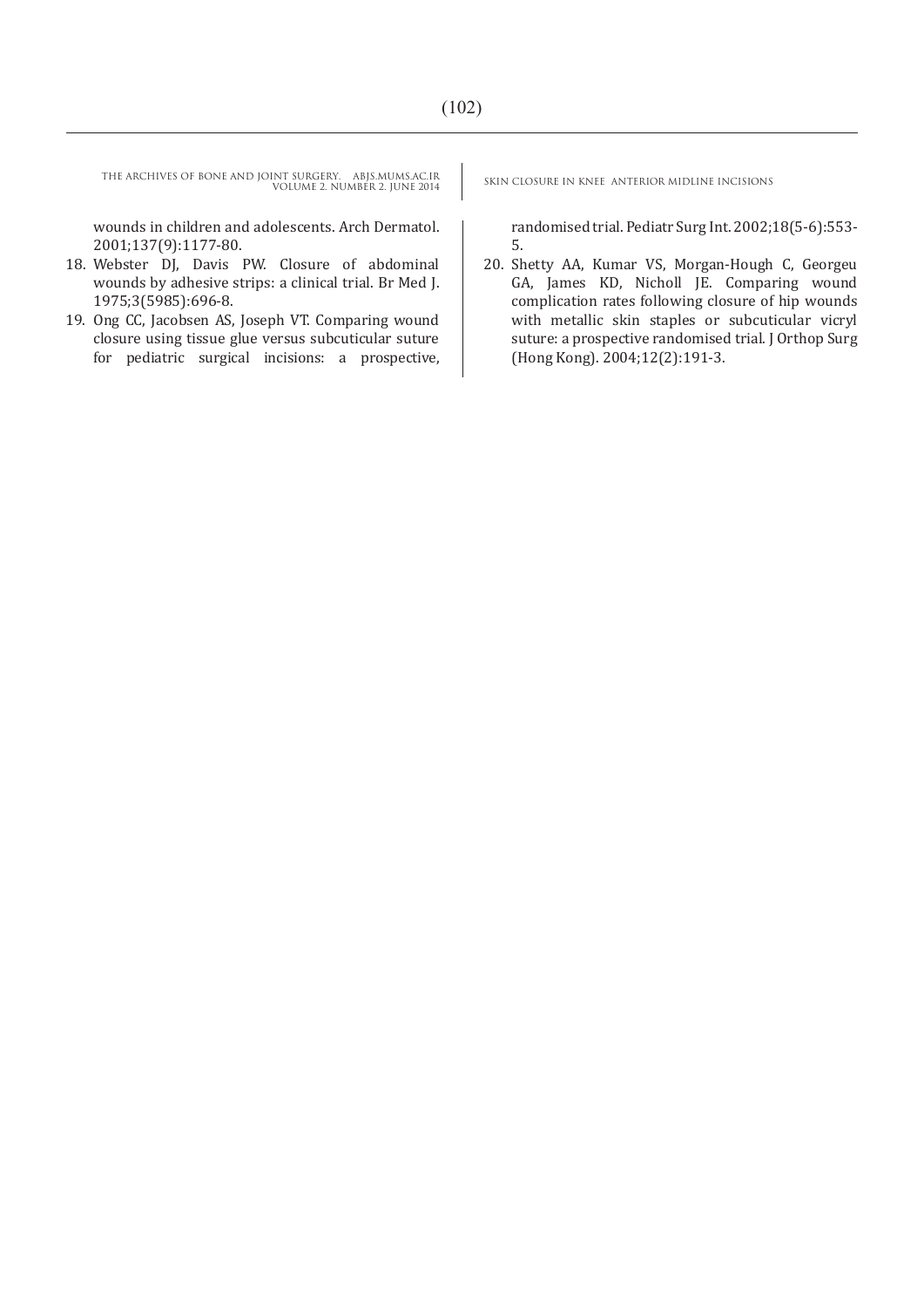wounds in children and adolescents. Arch Dermatol. 2001;137(9):1177-80.

18. Webster DJ, Davis PW. Closure of abdominal wounds by adhesive strips: a clinical trial. Br Med J. 1975;3(5985):696-8.
19. Ong CC, Jacobsen AS, Joseph VT. Comparing wound closure using tissue glue versus subcuticular suture for pediatric surgical incisions: a prospective, randomised trial. Pediatr Surg Int. 2002;18(5-6):553-5.
20. Shetty AA, Kumar VS, Morgan-Hough C, Georgeu GA, James KD, Nicholl JE. Comparing wound complication rates following closure of hip wounds with metallic skin staples or subcuticular vicryl suture: a prospective randomised trial. J Orthop Surg (Hong Kong). 2004;12(2):191-3.